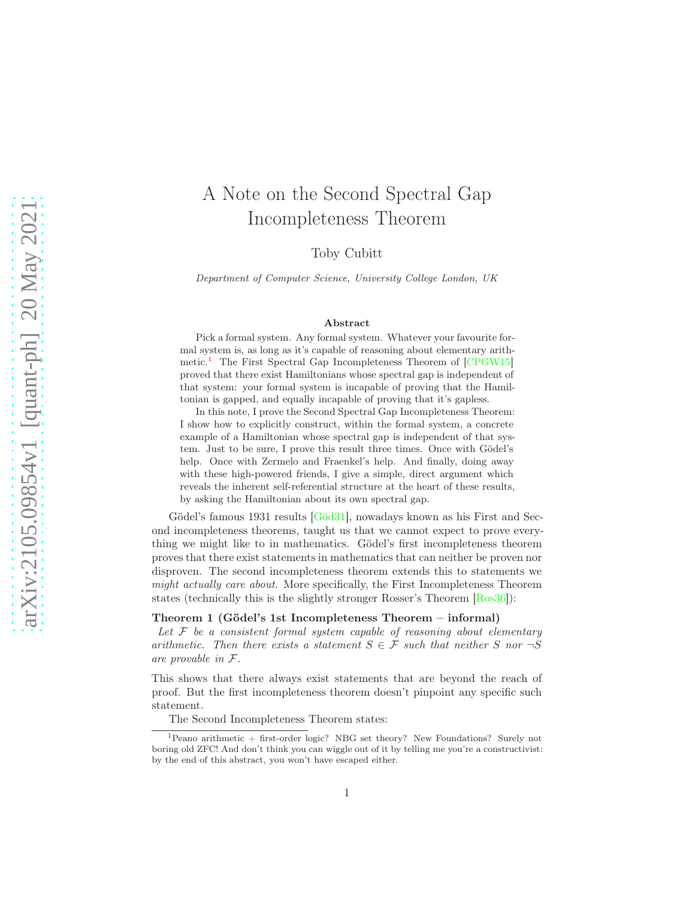# A Note on the Second Spectral Gap Incompleteness Theorem

Toby Cubitt

*Department of Computer Science, University College London, UK*

### Abstract

Pick a formal system. Any formal system. Whatever your favourite formal system is, as long as it's capable of reasoning about elementary arithmetic.[1] The First Spectral Gap Incompleteness Theorem of [CPGW15] proved that there exist Hamiltonians whose spectral gap is independent of that system: your formal system is incapable of proving that the Hamiltonian is gapped, and equally incapable of proving that it's gapless.

In this note, I prove the Second Spectral Gap Incompleteness Theorem: I show how to explicitly construct, within the formal system, a concrete example of a Hamiltonian whose spectral gap is independent of that system. Just to be sure, I prove this result three times. Once with Gödel's help. Once with Zermelo and Fraenkel's help. And finally, doing away with these high-powered friends, I give a simple, direct argument which reveals the inherent self-referential structure at the heart of these results, by asking the Hamiltonian about its own spectral gap.

Gödel's famous 1931 results [Göd31], nowadays known as his First and Second incompleteness theorems, taught us that we cannot expect to prove everything we might like to in mathematics. Gödel's first incompleteness theorem proves that there exist statements in mathematics that can neither be proven nor disproven. The second incompleteness theorem extends this to statements we *might actually care about*. More specifically, the First Incompleteness Theorem states (technically this is the slightly stronger Rosser's Theorem [Ros36]):

**Theorem 1 (Gödel's 1st Incompleteness Theorem – informal)** *Let $\mathcal{F}$ be a consistent formal system capable of reasoning about elementary arithmetic. Then there exists a statement $S \in \mathcal{F}$ such that neither $S$ nor $\neg S$ are provable in $\mathcal{F}$.*

This shows that there always exist statements that are beyond the reach of proof. But the first incompleteness theorem doesn't pinpoint any specific such statement.

The Second Incompleteness Theorem states:

[1] Peano arithmetic + first-order logic? NBG set theory? New Foundations? Surely not boring old ZFC! And don't think you can wiggle out of it by telling me you're a constructivist: by the end of this abstract, you won't have escaped either.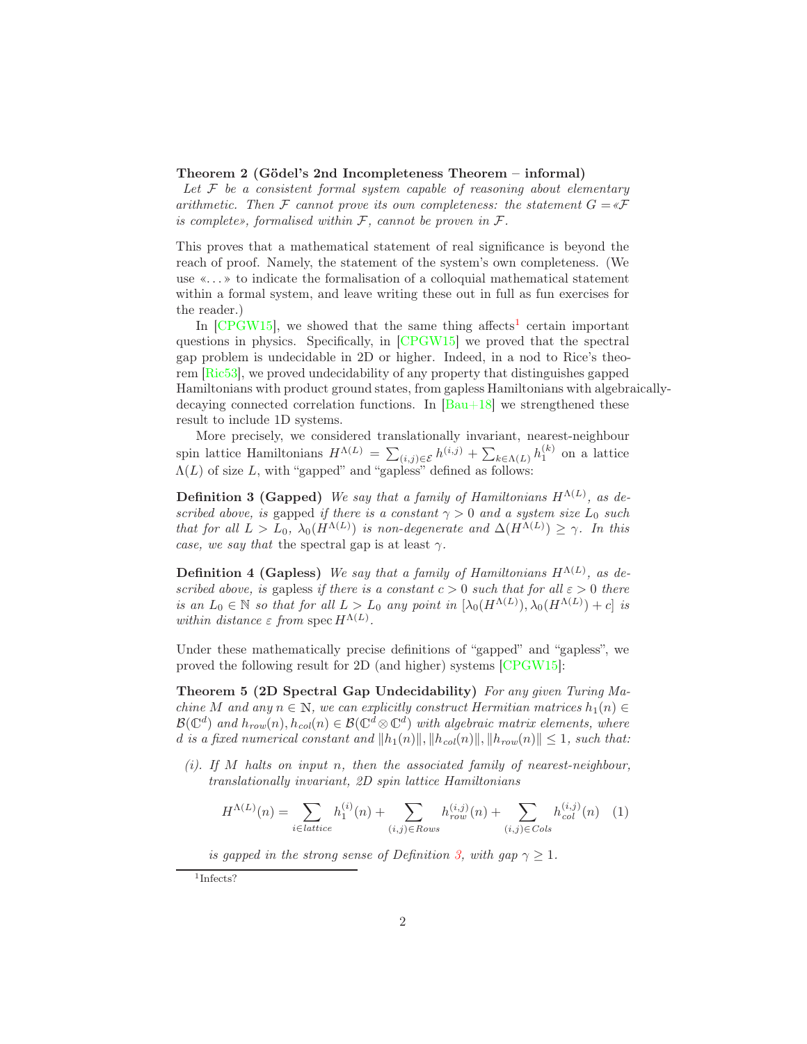**Theorem 2 (Gödel's 2nd Incompleteness Theorem – informal)** *Let $\mathcal{F}$ be a consistent formal system capable of reasoning about elementary arithmetic. Then $\mathcal{F}$ cannot prove its own completeness: the statement $G =$ «$\mathcal{F}$ is complete», formalised within $\mathcal{F}$, cannot be proven in $\mathcal{F}$.*

This proves that a mathematical statement of real significance is beyond the reach of proof. Namely, the statement of the system's own completeness. (We use «. . . » to indicate the formalisation of a colloquial mathematical statement within a formal system, and leave writing these out in full as fun exercises for the reader.)

In [CPGW15], we showed that the same thing affects[1] certain important questions in physics. Specifically, in [CPGW15] we proved that the spectral gap problem is undecidable in 2D or higher. Indeed, in a nod to Rice's theorem [Ric53], we proved undecidability of any property that distinguishes gapped Hamiltonians with product ground states, from gapless Hamiltonians with algebraically-decaying connected correlation functions. In [Bau+18] we strengthened these result to include 1D systems.

More precisely, we considered translationally invariant, nearest-neighbour spin lattice Hamiltonians $H^{\Lambda(L)} = \sum_{(i,j)\in\mathcal{E}} h^{(i,j)} + \sum_{k\in\Lambda(L)} h_1^{(k)}$ on a lattice $\Lambda(L)$ of size $L$, with "gapped" and "gapless" defined as follows:

**Definition 3 (Gapped)** *We say that a family of Hamiltonians $H^{\Lambda(L)}$, as described above, is* gapped *if there is a constant $\gamma > 0$ and a system size $L_0$ such that for all $L > L_0$, $\lambda_0(H^{\Lambda(L)})$ is non-degenerate and $\Delta(H^{\Lambda(L)}) \geq \gamma$. In this case, we say that* the spectral gap is at least $\gamma$.

**Definition 4 (Gapless)** *We say that a family of Hamiltonians $H^{\Lambda(L)}$, as described above, is* gapless *if there is a constant $c > 0$ such that for all $\varepsilon > 0$ there is an $L_0 \in \mathbb{N}$ so that for all $L > L_0$ any point in $[\lambda_0(H^{\Lambda(L)}), \lambda_0(H^{\Lambda(L)}) + c]$ is within distance $\varepsilon$ from $\operatorname{spec} H^{\Lambda(L)}$.*

Under these mathematically precise definitions of "gapped" and "gapless", we proved the following result for 2D (and higher) systems [CPGW15]:

**Theorem 5 (2D Spectral Gap Undecidability)** *For any given Turing Machine $M$ and any $n \in \mathbb{N}$, we can explicitly construct Hermitian matrices $h_1(n) \in \mathcal{B}(\mathbb{C}^d)$ and $h_{row}(n), h_{col}(n) \in \mathcal{B}(\mathbb{C}^d \otimes \mathbb{C}^d)$ with algebraic matrix elements, where $d$ is a fixed numerical constant and $\|h_1(n)\|, \|h_{col}(n)\|, \|h_{row}(n)\| \leq 1$, such that:*

*(i). If $M$ halts on input $n$, then the associated family of nearest-neighbour, translationally invariant, 2D spin lattice Hamiltonians*

$$H^{\Lambda(L)}(n) = \sum_{i\in lattice} h_1^{(i)}(n) + \sum_{(i,j)\in Rows} h_{row}^{(i,j)}(n) + \sum_{(i,j)\in Cols} h_{col}^{(i,j)}(n) \quad (1)$$

*is gapped in the strong sense of Definition 3, with gap $\gamma \geq 1$.*

[1] Infects?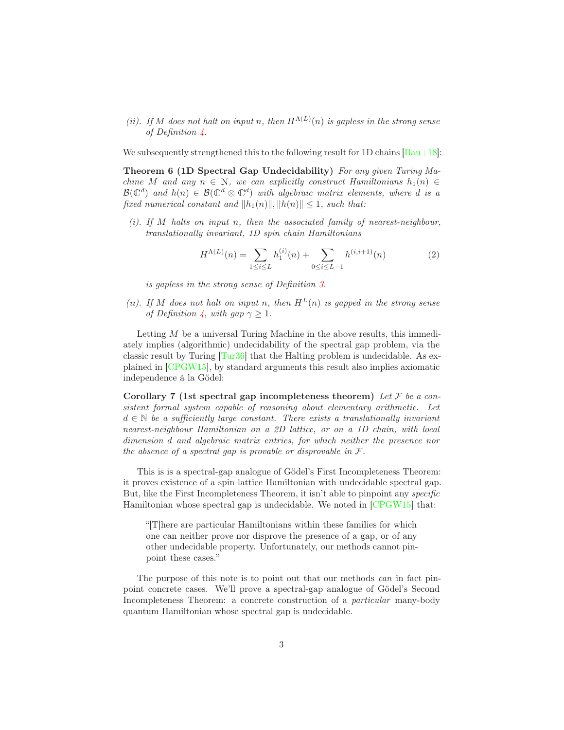*(ii). If $M$ does not halt on input $n$, then $H^{\Lambda(L)}(n)$ is gapless in the strong sense of Definition 4.*

We subsequently strengthened this to the following result for 1D chains [Bau+18]:

**Theorem 6 (1D Spectral Gap Undecidability)** *For any given Turing Machine $M$ and any $n \in \mathbb{N}$, we can explicitly construct Hamiltonians $h_1(n) \in \mathcal{B}(\mathbb{C}^d)$ and $h(n) \in \mathcal{B}(\mathbb{C}^d \otimes \mathbb{C}^d)$ with algebraic matrix elements, where $d$ is a fixed numerical constant and $\|h_1(n)\|, \|h(n)\| \leq 1$, such that:*

*(i). If $M$ halts on input $n$, then the associated family of nearest-neighbour, translationally invariant, 1D spin chain Hamiltonians*

$$H^{\Lambda(L)}(n) = \sum_{1 \leq i \leq L} h_1^{(i)}(n) + \sum_{0 \leq i \leq L-1} h^{(i,i+1)}(n) \tag{2}$$

*is gapless in the strong sense of Definition 3.*

*(ii). If $M$ does not halt on input $n$, then $H^L(n)$ is gapped in the strong sense of Definition 4, with gap $\gamma \geq 1$.*

Letting $M$ be a universal Turing Machine in the above results, this immediately implies (algorithmic) undecidability of the spectral gap problem, via the classic result by Turing [Tur36] that the Halting problem is undecidable. As explained in [CPGW15], by standard arguments this result also implies axiomatic independence à la Gödel:

**Corollary 7 (1st spectral gap incompleteness theorem)** *Let $\mathcal{F}$ be a consistent formal system capable of reasoning about elementary arithmetic. Let $d \in \mathbb{N}$ be a sufficiently large constant. There exists a translationally invariant nearest-neighbour Hamiltonian on a 2D lattice, or on a 1D chain, with local dimension $d$ and algebraic matrix entries, for which neither the presence nor the absence of a spectral gap is provable or disprovable in $\mathcal{F}$.*

This is is a spectral-gap analogue of Gödel's First Incompleteness Theorem: it proves existence of a spin lattice Hamiltonian with undecidable spectral gap. But, like the First Incompleteness Theorem, it isn't able to pinpoint any *specific* Hamiltonian whose spectral gap is undecidable. We noted in [CPGW15] that:

> "[T]here are particular Hamiltonians within these families for which one can neither prove nor disprove the presence of a gap, or of any other undecidable property. Unfortunately, our methods cannot pinpoint these cases."

The purpose of this note is to point out that our methods *can* in fact pinpoint concrete cases. We'll prove a spectral-gap analogue of Gödel's Second Incompleteness Theorem: a concrete construction of a *particular* many-body quantum Hamiltonian whose spectral gap is undecidable.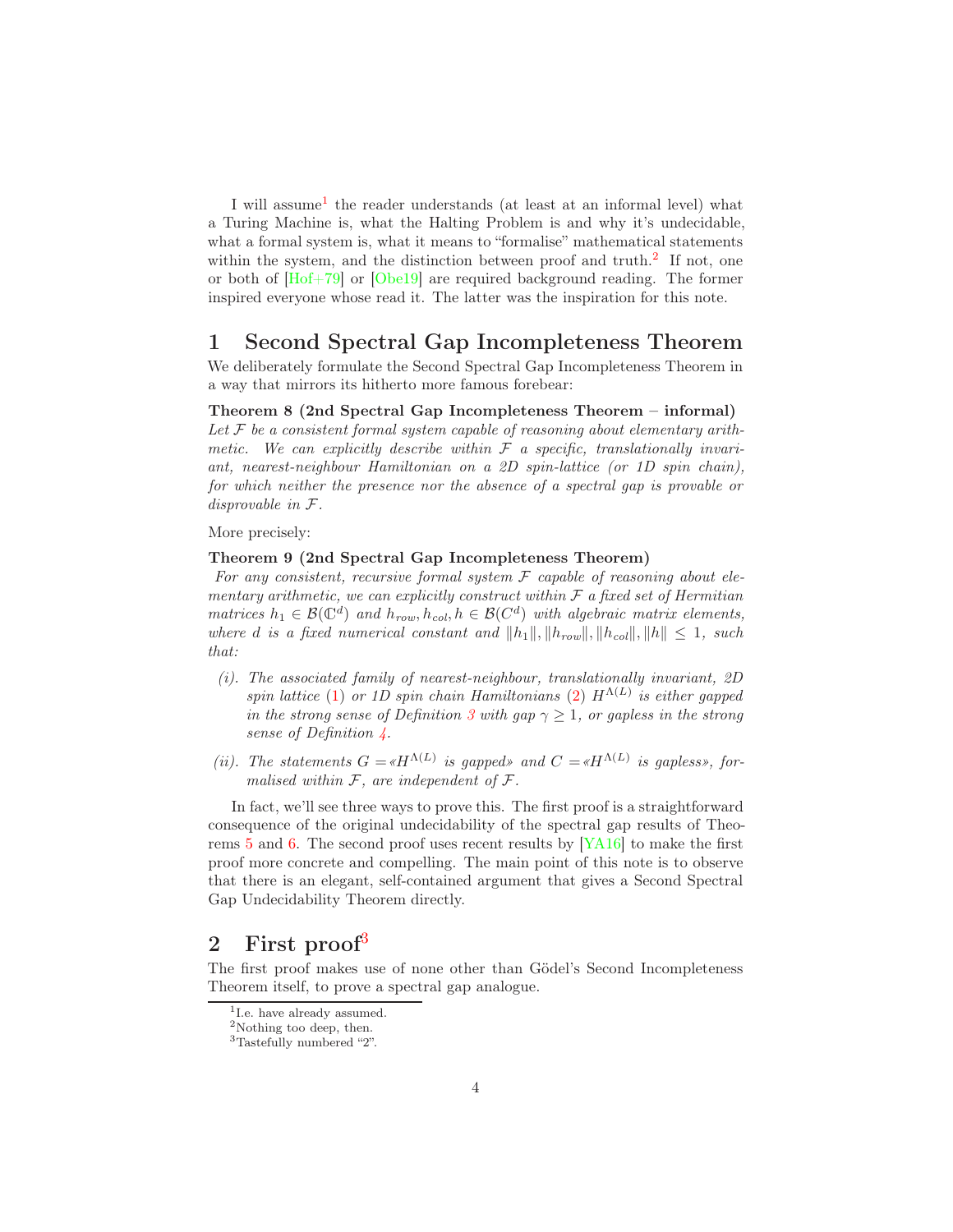I will assume[1] the reader understands (at least at an informal level) what a Turing Machine is, what the Halting Problem is and why it's undecidable, what a formal system is, what it means to "formalise" mathematical statements within the system, and the distinction between proof and truth.[2] If not, one or both of [Hof+79] or [Obe19] are required background reading. The former inspired everyone whose read it. The latter was the inspiration for this note.

# 1 Second Spectral Gap Incompleteness Theorem

We deliberately formulate the Second Spectral Gap Incompleteness Theorem in a way that mirrors its hitherto more famous forebear:

**Theorem 8 (2nd Spectral Gap Incompleteness Theorem – informal)** *Let $\mathcal{F}$ be a consistent formal system capable of reasoning about elementary arithmetic. We can explicitly describe within $\mathcal{F}$ a specific, translationally invariant, nearest-neighbour Hamiltonian on a 2D spin-lattice (or 1D spin chain), for which neither the presence nor the absence of a spectral gap is provable or disprovable in $\mathcal{F}$.*

More precisely:

**Theorem 9 (2nd Spectral Gap Incompleteness Theorem)** *For any consistent, recursive formal system $\mathcal{F}$ capable of reasoning about elementary arithmetic, we can explicitly construct within $\mathcal{F}$ a fixed set of Hermitian matrices $h_1 \in \mathcal{B}(\mathbb{C}^d)$ and $h_{row}, h_{col}, h \in \mathcal{B}(C^d)$ with algebraic matrix elements, where $d$ is a fixed numerical constant and $\|h_1\|, \|h_{row}\|, \|h_{col}\|, \|h\| \leq 1$, such that:*

*(i). The associated family of nearest-neighbour, translationally invariant, 2D spin lattice (1) or 1D spin chain Hamiltonians (2) $H^{\Lambda(L)}$ is either gapped in the strong sense of Definition 3 with gap $\gamma \geq 1$, or gapless in the strong sense of Definition 4.*

*(ii). The statements $G =$ «$H^{\Lambda(L)}$ is gapped» and $C =$ «$H^{\Lambda(L)}$ is gapless», formalised within $\mathcal{F}$, are independent of $\mathcal{F}$.*

In fact, we'll see three ways to prove this. The first proof is a straightforward consequence of the original undecidability of the spectral gap results of Theorems 5 and 6. The second proof uses recent results by [YA16] to make the first proof more concrete and compelling. The main point of this note is to observe that there is an elegant, self-contained argument that gives a Second Spectral Gap Undecidability Theorem directly.

# 2 First proof[3]

The first proof makes use of none other than Gödel's Second Incompleteness Theorem itself, to prove a spectral gap analogue.

[1] I.e. have already assumed.

[2] Nothing too deep, then.

[3] Tastefully numbered "2".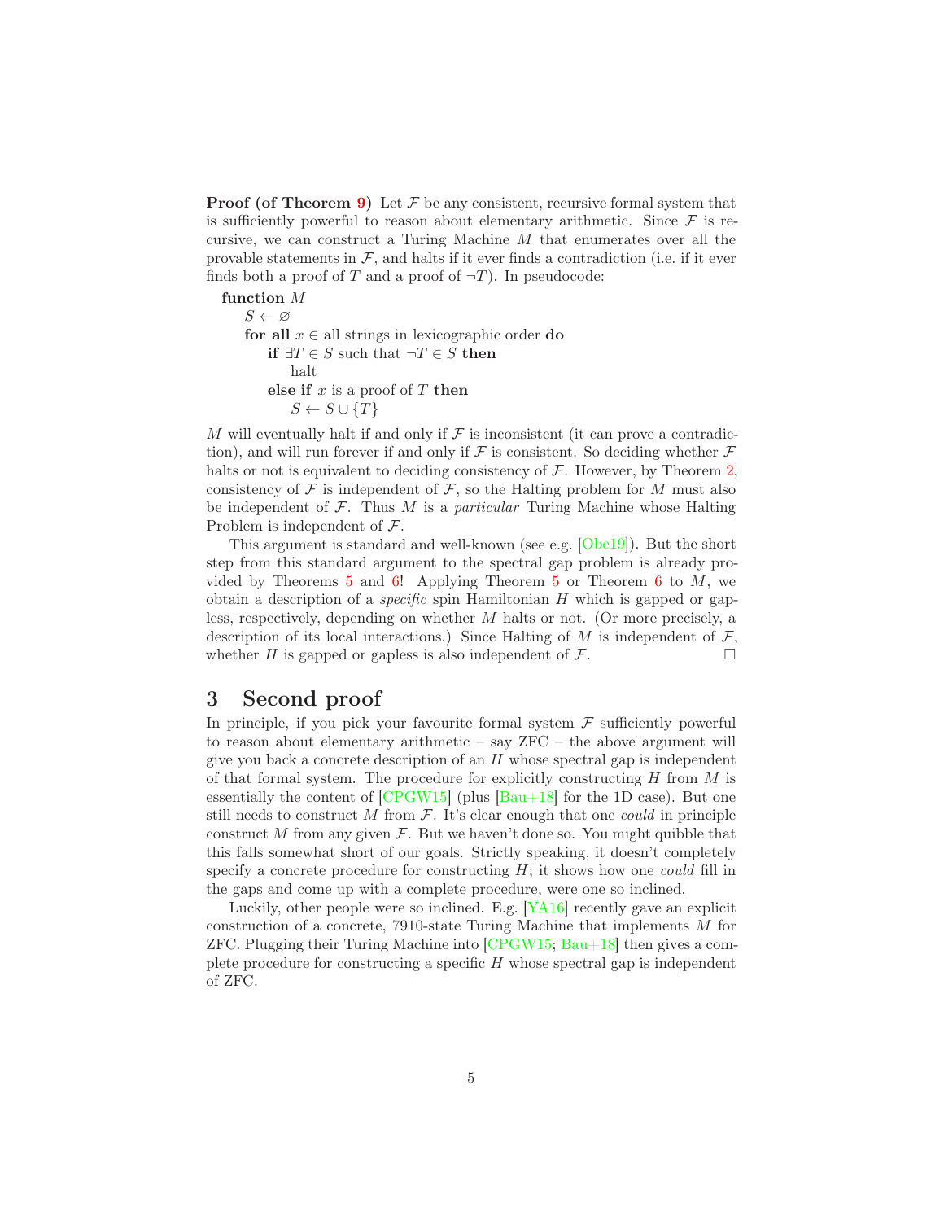**Proof (of Theorem 9)** Let $\mathcal{F}$ be any consistent, recursive formal system that is sufficiently powerful to reason about elementary arithmetic. Since $\mathcal{F}$ is recursive, we can construct a Turing Machine $M$ that enumerates over all the provable statements in $\mathcal{F}$, and halts if it ever finds a contradiction (i.e. if it ever finds both a proof of $T$ and a proof of $\neg T$). In pseudocode:

```
function M
    S ← ∅
    for all x ∈ all strings in lexicographic order do
        if ∃T ∈ S such that ¬T ∈ S then
            halt
        else if x is a proof of T then
            S ← S ∪ {T}
```

$M$ will eventually halt if and only if $\mathcal{F}$ is inconsistent (it can prove a contradiction), and will run forever if and only if $\mathcal{F}$ is consistent. So deciding whether $\mathcal{F}$ halts or not is equivalent to deciding consistency of $\mathcal{F}$. However, by Theorem 2, consistency of $\mathcal{F}$ is independent of $\mathcal{F}$, so the Halting problem for $M$ must also be independent of $\mathcal{F}$. Thus $M$ is a *particular* Turing Machine whose Halting Problem is independent of $\mathcal{F}$.

This argument is standard and well-known (see e.g. [Obe19]). But the short step from this standard argument to the spectral gap problem is already provided by Theorems 5 and 6! Applying Theorem 5 or Theorem 6 to $M$, we obtain a description of a *specific* spin Hamiltonian $H$ which is gapped or gapless, respectively, depending on whether $M$ halts or not. (Or more precisely, a description of its local interactions.) Since Halting of $M$ is independent of $\mathcal{F}$, whether $H$ is gapped or gapless is also independent of $\mathcal{F}$. □

## 3 Second proof

In principle, if you pick your favourite formal system $\mathcal{F}$ sufficiently powerful to reason about elementary arithmetic – say ZFC – the above argument will give you back a concrete description of an $H$ whose spectral gap is independent of that formal system. The procedure for explicitly constructing $H$ from $M$ is essentially the content of [CPGW15] (plus [Bau+18] for the 1D case). But one still needs to construct $M$ from $\mathcal{F}$. It's clear enough that one *could* in principle construct $M$ from any given $\mathcal{F}$. But we haven't done so. You might quibble that this falls somewhat short of our goals. Strictly speaking, it doesn't completely specify a concrete procedure for constructing $H$; it shows how one *could* fill in the gaps and come up with a complete procedure, were one so inclined.

Luckily, other people were so inclined. E.g. [YA16] recently gave an explicit construction of a concrete, 7910-state Turing Machine that implements $M$ for ZFC. Plugging their Turing Machine into [CPGW15; Bau+18] then gives a complete procedure for constructing a specific $H$ whose spectral gap is independent of ZFC.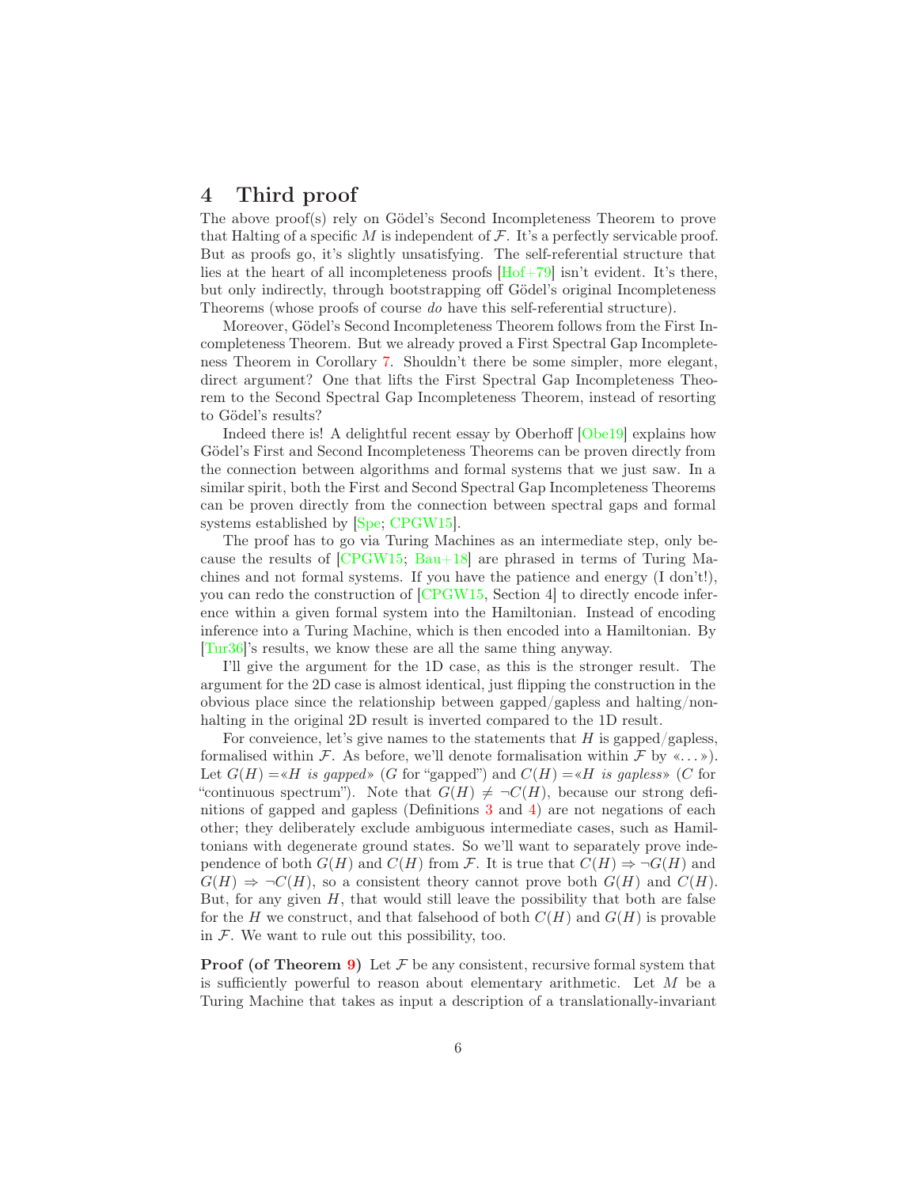## 4 Third proof

The above proof(s) rely on Gödel's Second Incompleteness Theorem to prove that Halting of a specific $M$ is independent of $\mathcal{F}$. It's a perfectly servicable proof. But as proofs go, it's slightly unsatisfying. The self-referential structure that lies at the heart of all incompleteness proofs [Hof+79] isn't evident. It's there, but only indirectly, through bootstrapping off Gödel's original Incompleteness Theorems (whose proofs of course *do* have this self-referential structure).

Moreover, Gödel's Second Incompleteness Theorem follows from the First Incompleteness Theorem. But we already proved a First Spectral Gap Incompleteness Theorem in Corollary 7. Shouldn't there be some simpler, more elegant, direct argument? One that lifts the First Spectral Gap Incompleteness Theorem to the Second Spectral Gap Incompleteness Theorem, instead of resorting to Gödel's results?

Indeed there is! A delightful recent essay by Oberhoff [Obe19] explains how Gödel's First and Second Incompleteness Theorems can be proven directly from the connection between algorithms and formal systems that we just saw. In a similar spirit, both the First and Second Spectral Gap Incompleteness Theorems can be proven directly from the connection between spectral gaps and formal systems established by [Spe; CPGW15].

The proof has to go via Turing Machines as an intermediate step, only because the results of [CPGW15; Bau+18] are phrased in terms of Turing Machines and not formal systems. If you have the patience and energy (I don't!), you can redo the construction of [CPGW15, Section 4] to directly encode inference within a given formal system into the Hamiltonian. Instead of encoding inference into a Turing Machine, which is then encoded into a Hamiltonian. By [Tur36]'s results, we know these are all the same thing anyway.

I'll give the argument for the 1D case, as this is the stronger result. The argument for the 2D case is almost identical, just flipping the construction in the obvious place since the relationship between gapped/gapless and halting/non-halting in the original 2D result is inverted compared to the 1D result.

For conveience, let's give names to the statements that $H$ is gapped/gapless, formalised within $\mathcal{F}$. As before, we'll denote formalisation within $\mathcal{F}$ by «...»). Let $G(H) =$«$H$ *is gapped*» ($G$ for "gapped") and $C(H) =$«$H$ *is gapless*» ($C$ for "continuous spectrum"). Note that $G(H) \neq \neg C(H)$, because our strong definitions of gapped and gapless (Definitions 3 and 4) are not negations of each other; they deliberately exclude ambiguous intermediate cases, such as Hamiltonians with degenerate ground states. So we'll want to separately prove independence of both $G(H)$ and $C(H)$ from $\mathcal{F}$. It is true that $C(H) \Rightarrow \neg G(H)$ and $G(H) \Rightarrow \neg C(H)$, so a consistent theory cannot prove both $G(H)$ and $C(H)$. But, for any given $H$, that would still leave the possibility that both are false for the $H$ we construct, and that falsehood of both $C(H)$ and $G(H)$ is provable in $\mathcal{F}$. We want to rule out this possibility, too.

**Proof (of Theorem 9)** Let $\mathcal{F}$ be any consistent, recursive formal system that is sufficiently powerful to reason about elementary arithmetic. Let $M$ be a Turing Machine that takes as input a description of a translationally-invariant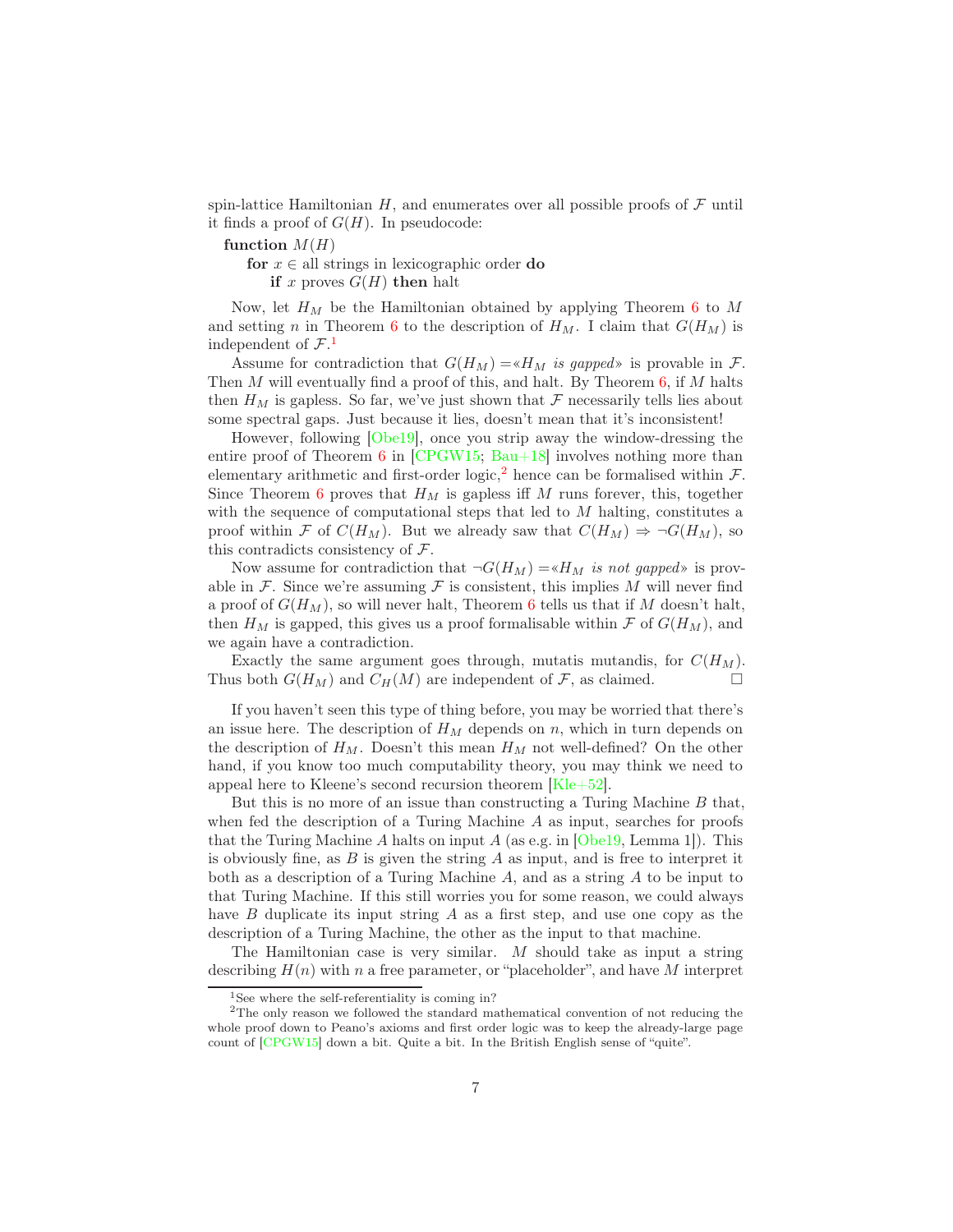spin-lattice Hamiltonian $H$, and enumerates over all possible proofs of $\mathcal{F}$ until it finds a proof of $G(H)$. In pseudocode:

```
function M(H)
    for x ∈ all strings in lexicographic order do
        if x proves G(H) then halt
```

Now, let $H_M$ be the Hamiltonian obtained by applying Theorem 6 to $M$ and setting $n$ in Theorem 6 to the description of $H_M$. I claim that $G(H_M)$ is independent of $\mathcal{F}$.[1]

Assume for contradiction that $G(H_M) =$«$H_M$ *is gapped*» is provable in $\mathcal{F}$. Then $M$ will eventually find a proof of this, and halt. By Theorem 6, if $M$ halts then $H_M$ is gapless. So far, we've just shown that $\mathcal{F}$ necessarily tells lies about some spectral gaps. Just because it lies, doesn't mean that it's inconsistent!

However, following [Obe19], once you strip away the window-dressing the entire proof of Theorem 6 in [CPGW15; Bau+18] involves nothing more than elementary arithmetic and first-order logic,[2] hence can be formalised within $\mathcal{F}$. Since Theorem 6 proves that $H_M$ is gapless iff $M$ runs forever, this, together with the sequence of computational steps that led to $M$ halting, constitutes a proof within $\mathcal{F}$ of $C(H_M)$. But we already saw that $C(H_M) \Rightarrow \neg G(H_M)$, so this contradicts consistency of $\mathcal{F}$.

Now assume for contradiction that $\neg G(H_M) =$«$H_M$ *is not gapped*» is provable in $\mathcal{F}$. Since we're assuming $\mathcal{F}$ is consistent, this implies $M$ will never find a proof of $G(H_M)$, so will never halt, Theorem 6 tells us that if $M$ doesn't halt, then $H_M$ is gapped, this gives us a proof formalisable within $\mathcal{F}$ of $G(H_M)$, and we again have a contradiction.

Exactly the same argument goes through, mutatis mutandis, for $C(H_M)$. Thus both $G(H_M)$ and $C_H(M)$ are independent of $\mathcal{F}$, as claimed. □

If you haven't seen this type of thing before, you may be worried that there's an issue here. The description of $H_M$ depends on $n$, which in turn depends on the description of $H_M$. Doesn't this mean $H_M$ not well-defined? On the other hand, if you know too much computability theory, you may think we need to appeal here to Kleene's second recursion theorem [Kle+52].

But this is no more of an issue than constructing a Turing Machine $B$ that, when fed the description of a Turing Machine $A$ as input, searches for proofs that the Turing Machine $A$ halts on input $A$ (as e.g. in [Obe19, Lemma 1]). This is obviously fine, as $B$ is given the string $A$ as input, and is free to interpret it both as a description of a Turing Machine $A$, and as a string $A$ to be input to that Turing Machine. If this still worries you for some reason, we could always have $B$ duplicate its input string $A$ as a first step, and use one copy as the description of a Turing Machine, the other as the input to that machine.

The Hamiltonian case is very similar. $M$ should take as input a string describing $H(n)$ with $n$ a free parameter, or "placeholder", and have $M$ interpret

[1] See where the self-referentiality is coming in?

[2] The only reason we followed the standard mathematical convention of not reducing the whole proof down to Peano's axioms and first order logic was to keep the already-large page count of [CPGW15] down a bit. Quite a bit. In the British English sense of "quite".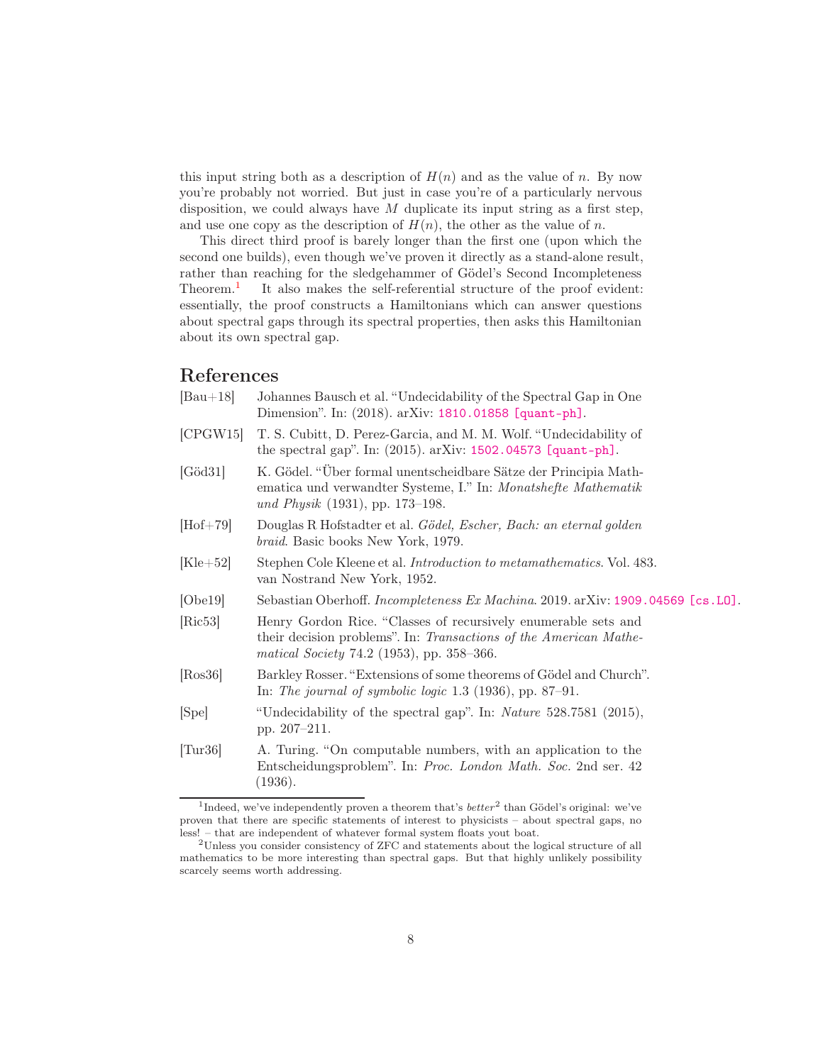this input string both as a description of $H(n)$ and as the value of $n$. By now you're probably not worried. But just in case you're of a particularly nervous disposition, we could always have $M$ duplicate its input string as a first step, and use one copy as the description of $H(n)$, the other as the value of $n$.

This direct third proof is barely longer than the first one (upon which the second one builds), even though we've proven it directly as a stand-alone result, rather than reaching for the sledgehammer of Gödel's Second Incompleteness Theorem.[1] It also makes the self-referential structure of the proof evident: essentially, the proof constructs a Hamiltonians which can answer questions about spectral gaps through its spectral properties, then asks this Hamiltonian about its own spectral gap.

## References

[Bau+18] Johannes Bausch et al. "Undecidability of the Spectral Gap in One Dimension". In: (2018). arXiv: 1810.01858 [quant-ph].

[CPGW15] T. S. Cubitt, D. Perez-Garcia, and M. M. Wolf. "Undecidability of the spectral gap". In: (2015). arXiv: 1502.04573 [quant-ph].

[Göd31] K. Gödel. "Über formal unentscheidbare Sätze der Principia Mathematica und verwandter Systeme, I." In: *Monatshefte Mathematik und Physik* (1931), pp. 173–198.

[Hof+79] Douglas R Hofstadter et al. *Gödel, Escher, Bach: an eternal golden braid*. Basic books New York, 1979.

[Kle+52] Stephen Cole Kleene et al. *Introduction to metamathematics*. Vol. 483. van Nostrand New York, 1952.

[Obe19] Sebastian Oberhoff. *Incompleteness Ex Machina*. 2019. arXiv: 1909.04569 [cs.LO].

[Ric53] Henry Gordon Rice. "Classes of recursively enumerable sets and their decision problems". In: *Transactions of the American Mathematical Society* 74.2 (1953), pp. 358–366.

[Ros36] Barkley Rosser. "Extensions of some theorems of Gödel and Church". In: *The journal of symbolic logic* 1.3 (1936), pp. 87–91.

[Spe] "Undecidability of the spectral gap". In: *Nature* 528.7581 (2015), pp. 207–211.

[Tur36] A. Turing. "On computable numbers, with an application to the Entscheidungsproblem". In: *Proc. London Math. Soc.* 2nd ser. 42 (1936).

[1] Indeed, we've independently proven a theorem that's *better*[2] than Gödel's original: we've proven that there are specific statements of interest to physicists – about spectral gaps, no less! – that are independent of whatever formal system floats yout boat.

[2] Unless you consider consistency of ZFC and statements about the logical structure of all mathematics to be more interesting than spectral gaps. But that highly unlikely possibility scarcely seems worth addressing.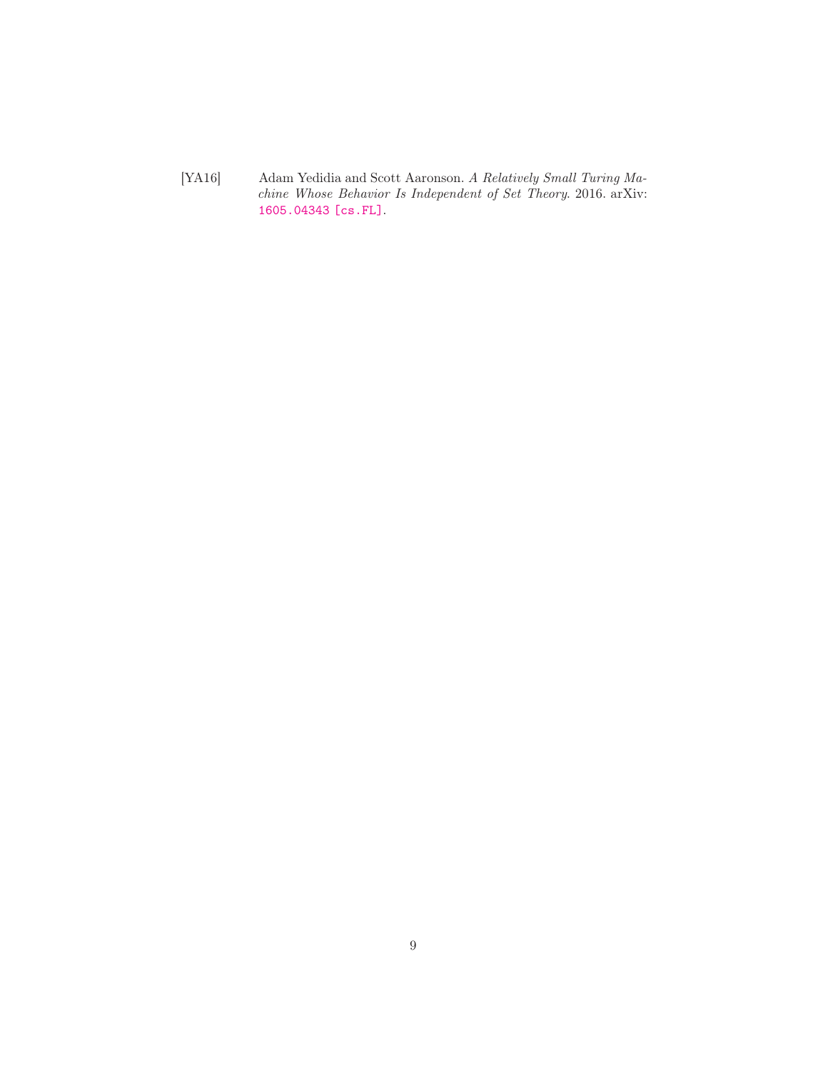[YA16] Adam Yedidia and Scott Aaronson. *A Relatively Small Turing Machine Whose Behavior Is Independent of Set Theory*. 2016. arXiv: 1605.04343 [cs.FL].